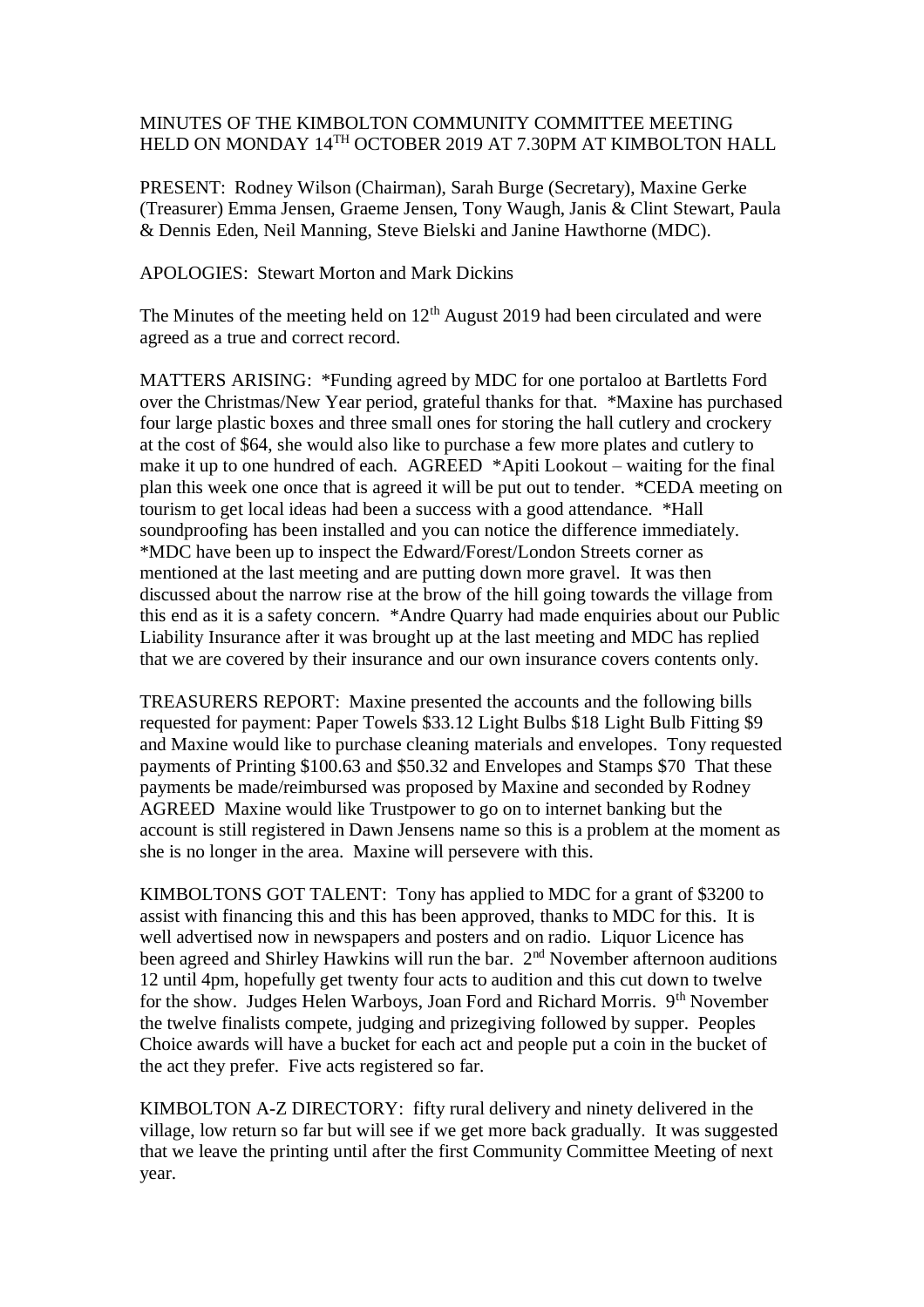MINUTES OF THE KIMBOLTON COMMUNITY COMMITTEE MEETING HELD ON MONDAY 14TH OCTOBER 2019 AT 7.30PM AT KIMBOLTON HALL

PRESENT: Rodney Wilson (Chairman), Sarah Burge (Secretary), Maxine Gerke (Treasurer) Emma Jensen, Graeme Jensen, Tony Waugh, Janis & Clint Stewart, Paula & Dennis Eden, Neil Manning, Steve Bielski and Janine Hawthorne (MDC).

APOLOGIES: Stewart Morton and Mark Dickins

The Minutes of the meeting held on 12th August 2019 had been circulated and were agreed as a true and correct record.

MATTERS ARISING: *Funding agreed by MDC for one portaloo at Bartletts Ford over the Christmas/New Year period, grateful thanks for that. *Maxine has purchased four large plastic boxes and three small ones for storing the hall cutlery and crockery at the cost of $64, she would also like to purchase a few more plates and cutlery to make it up to one hundred of each. AGREED *Apiti Lookout – waiting for the final plan this week one once that is agreed it will be put out to tender. *CEDA meeting on tourism to get local ideas had been a success with a good attendance. *Hall soundproofing has been installed and you can notice the difference immediately. *MDC have been up to inspect the Edward/Forest/London Streets corner as mentioned at the last meeting and are putting down more gravel. It was then discussed about the narrow rise at the brow of the hill going towards the village from this end as it is a safety concern. *Andre Quarry had made enquiries about our Public Liability Insurance after it was brought up at the last meeting and MDC has replied that we are covered by their insurance and our own insurance covers contents only.

TREASURERS REPORT: Maxine presented the accounts and the following bills requested for payment: Paper Towels $33.12 Light Bulbs $18 Light Bulb Fitting $9 and Maxine would like to purchase cleaning materials and envelopes. Tony requested payments of Printing $100.63 and $50.32 and Envelopes and Stamps $70 That these payments be made/reimbursed was proposed by Maxine and seconded by Rodney AGREED Maxine would like Trustpower to go on to internet banking but the account is still registered in Dawn Jensens name so this is a problem at the moment as she is no longer in the area. Maxine will persevere with this.

KIMBOLTONS GOT TALENT: Tony has applied to MDC for a grant of $3200 to assist with financing this and this has been approved, thanks to MDC for this. It is well advertised now in newspapers and posters and on radio. Liquor Licence has been agreed and Shirley Hawkins will run the bar. 2nd November afternoon auditions 12 until 4pm, hopefully get twenty four acts to audition and this cut down to twelve for the show. Judges Helen Warboys, Joan Ford and Richard Morris. 9th November the twelve finalists compete, judging and prizegiving followed by supper. Peoples Choice awards will have a bucket for each act and people put a coin in the bucket of the act they prefer. Five acts registered so far.

KIMBOLTON A-Z DIRECTORY: fifty rural delivery and ninety delivered in the village, low return so far but will see if we get more back gradually. It was suggested that we leave the printing until after the first Community Committee Meeting of next year.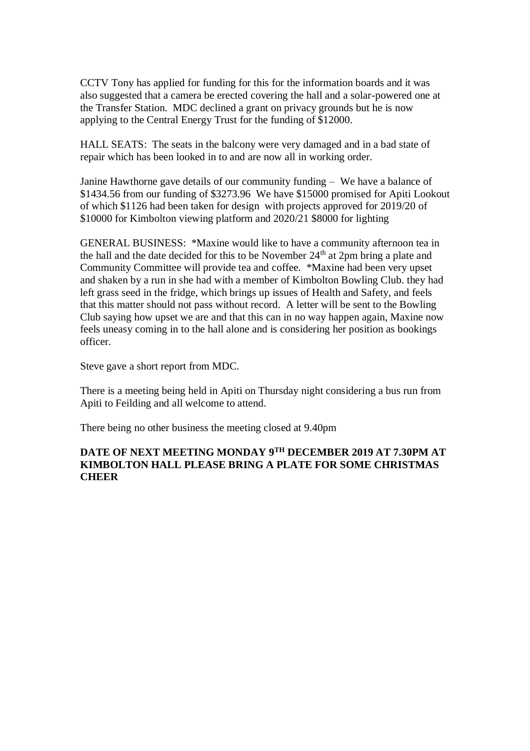CCTV Tony has applied for funding for this for the information boards and it was also suggested that a camera be erected covering the hall and a solar-powered one at the Transfer Station. MDC declined a grant on privacy grounds but he is now applying to the Central Energy Trust for the funding of $12000.

HALL SEATS: The seats in the balcony were very damaged and in a bad state of repair which has been looked in to and are now all in working order.

Janine Hawthorne gave details of our community funding – We have a balance of $1434.56 from our funding of $3273.96 We have $15000 promised for Apiti Lookout of which $1126 had been taken for design with projects approved for 2019/20 of $10000 for Kimbolton viewing platform and 2020/21 $8000 for lighting

GENERAL BUSINESS: *Maxine would like to have a community afternoon tea in the hall and the date decided for this to be November 24th at 2pm bring a plate and Community Committee will provide tea and coffee. *Maxine had been very upset and shaken by a run in she had with a member of Kimbolton Bowling Club. they had left grass seed in the fridge, which brings up issues of Health and Safety, and feels that this matter should not pass without record. A letter will be sent to the Bowling Club saying how upset we are and that this can in no way happen again, Maxine now feels uneasy coming in to the hall alone and is considering her position as bookings officer.

Steve gave a short report from MDC.

There is a meeting being held in Apiti on Thursday night considering a bus run from Apiti to Feilding and all welcome to attend.

There being no other business the meeting closed at 9.40pm

**DATE OF NEXT MEETING MONDAY 9TH DECEMBER 2019 AT 7.30PM AT KIMBOLTON HALL PLEASE BRING A PLATE FOR SOME CHRISTMAS CHEER**